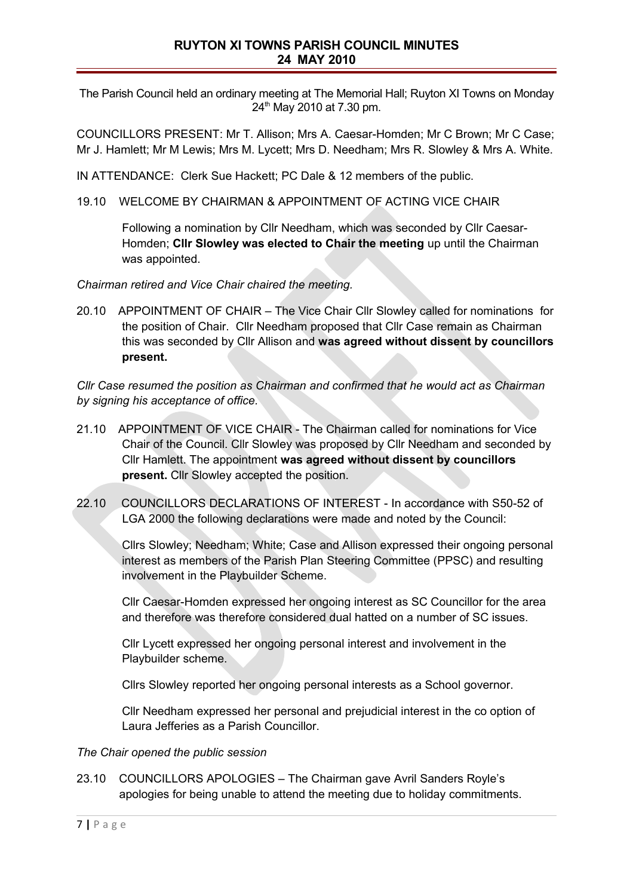# RUYTON XI TOWNS PARISH COUNCIL MINUTES
## 24 MAY 2010

The Parish Council held an ordinary meeting at The Memorial Hall; Ruyton XI Towns on Monday 24th May 2010 at 7.30 pm.

COUNCILLORS PRESENT: Mr T. Allison; Mrs A. Caesar-Homden; Mr C Brown; Mr C Case; Mr J. Hamlett; Mr M Lewis; Mrs M. Lycett; Mrs D. Needham; Mrs R. Slowley & Mrs A. White.

IN ATTENDANCE: Clerk Sue Hackett; PC Dale & 12 members of the public.

19.10 WELCOME BY CHAIRMAN & APPOINTMENT OF ACTING VICE CHAIR

Following a nomination by Cllr Needham, which was seconded by Cllr Caesar-Homden; **Cllr Slowley was elected to Chair the meeting** up until the Chairman was appointed.

*Chairman retired and Vice Chair chaired the meeting.*

20.10 APPOINTMENT OF CHAIR – The Vice Chair Cllr Slowley called for nominations for the position of Chair. Cllr Needham proposed that Cllr Case remain as Chairman this was seconded by Cllr Allison and **was agreed without dissent by councillors present.**

*Cllr Case resumed the position as Chairman and confirmed that he would act as Chairman by signing his acceptance of office.*

21.10 APPOINTMENT OF VICE CHAIR - The Chairman called for nominations for Vice Chair of the Council. Cllr Slowley was proposed by Cllr Needham and seconded by Cllr Hamlett. The appointment **was agreed without dissent by councillors present.** Cllr Slowley accepted the position.

22.10 COUNCILLORS DECLARATIONS OF INTEREST - In accordance with S50-52 of LGA 2000 the following declarations were made and noted by the Council:

Cllrs Slowley; Needham; White; Case and Allison expressed their ongoing personal interest as members of the Parish Plan Steering Committee (PPSC) and resulting involvement in the Playbuilder Scheme.

Cllr Caesar-Homden expressed her ongoing interest as SC Councillor for the area and therefore was therefore considered dual hatted on a number of SC issues.

Cllr Lycett expressed her ongoing personal interest and involvement in the Playbuilder scheme.

Cllrs Slowley reported her ongoing personal interests as a School governor.

Cllr Needham expressed her personal and prejudicial interest in the co option of Laura Jefferies as a Parish Councillor.

*The Chair opened the public session*

23.10 COUNCILLORS APOLOGIES – The Chairman gave Avril Sanders Royle's apologies for being unable to attend the meeting due to holiday commitments.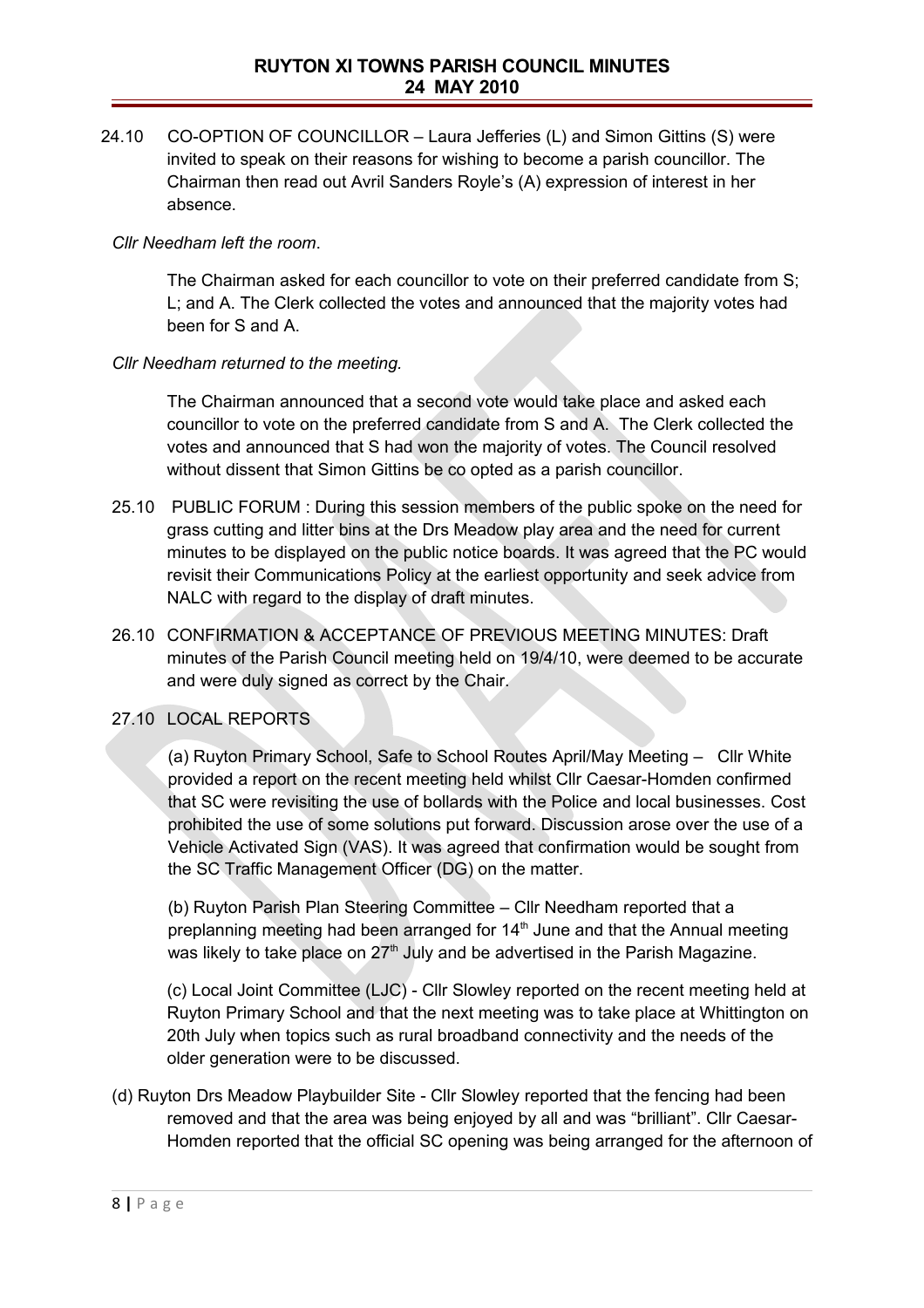# RUYTON XI TOWNS PARISH COUNCIL MINUTES
## 24 MAY 2010

24.10 CO-OPTION OF COUNCILLOR – Laura Jefferies (L) and Simon Gittins (S) were invited to speak on their reasons for wishing to become a parish councillor. The Chairman then read out Avril Sanders Royle's (A) expression of interest in her absence.

*Cllr Needham left the room*.

The Chairman asked for each councillor to vote on their preferred candidate from S; L; and A. The Clerk collected the votes and announced that the majority votes had been for S and A.

*Cllr Needham returned to the meeting.*

The Chairman announced that a second vote would take place and asked each councillor to vote on the preferred candidate from S and A. The Clerk collected the votes and announced that S had won the majority of votes. The Council resolved without dissent that Simon Gittins be co opted as a parish councillor.

25.10 PUBLIC FORUM : During this session members of the public spoke on the need for grass cutting and litter bins at the Drs Meadow play area and the need for current minutes to be displayed on the public notice boards. It was agreed that the PC would revisit their Communications Policy at the earliest opportunity and seek advice from NALC with regard to the display of draft minutes.

26.10 CONFIRMATION & ACCEPTANCE OF PREVIOUS MEETING MINUTES: Draft minutes of the Parish Council meeting held on 19/4/10, were deemed to be accurate and were duly signed as correct by the Chair.

27.10 LOCAL REPORTS

(a) Ruyton Primary School, Safe to School Routes April/May Meeting – Cllr White provided a report on the recent meeting held whilst Cllr Caesar-Homden confirmed that SC were revisiting the use of bollards with the Police and local businesses. Cost prohibited the use of some solutions put forward. Discussion arose over the use of a Vehicle Activated Sign (VAS). It was agreed that confirmation would be sought from the SC Traffic Management Officer (DG) on the matter.

(b) Ruyton Parish Plan Steering Committee – Cllr Needham reported that a preplanning meeting had been arranged for 14th June and that the Annual meeting was likely to take place on 27th July and be advertised in the Parish Magazine.

(c) Local Joint Committee (LJC) - Cllr Slowley reported on the recent meeting held at Ruyton Primary School and that the next meeting was to take place at Whittington on 20th July when topics such as rural broadband connectivity and the needs of the older generation were to be discussed.

(d) Ruyton Drs Meadow Playbuilder Site - Cllr Slowley reported that the fencing had been removed and that the area was being enjoyed by all and was "brilliant". Cllr Caesar-Homden reported that the official SC opening was being arranged for the afternoon of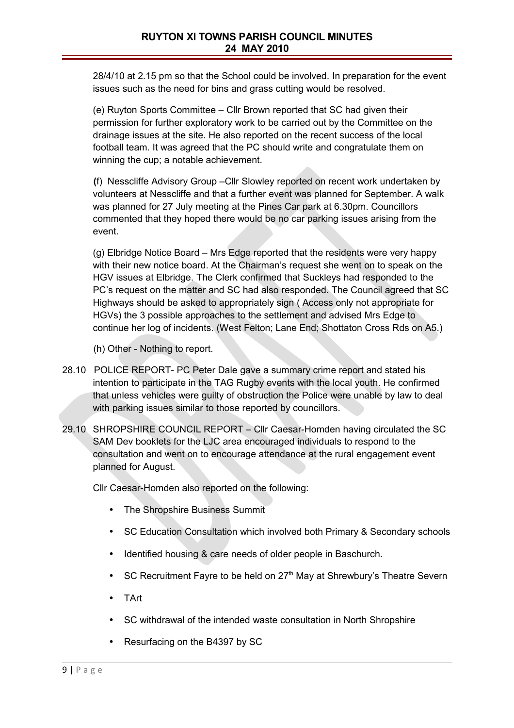28/4/10 at 2.15 pm so that the School could be involved. In preparation for the event issues such as the need for bins and grass cutting would be resolved.

(e) Ruyton Sports Committee – Cllr Brown reported that SC had given their permission for further exploratory work to be carried out by the Committee on the drainage issues at the site. He also reported on the recent success of the local football team. It was agreed that the PC should write and congratulate them on winning the cup; a notable achievement.

**(**f) Nesscliffe Advisory Group –Cllr Slowley reported on recent work undertaken by volunteers at Nesscliffe and that a further event was planned for September. A walk was planned for 27 July meeting at the Pines Car park at 6.30pm. Councillors commented that they hoped there would be no car parking issues arising from the event.

(g) Elbridge Notice Board – Mrs Edge reported that the residents were very happy with their new notice board. At the Chairman's request she went on to speak on the HGV issues at Elbridge. The Clerk confirmed that Suckleys had responded to the PC's request on the matter and SC had also responded. The Council agreed that SC Highways should be asked to appropriately sign ( Access only not appropriate for HGVs) the 3 possible approaches to the settlement and advised Mrs Edge to continue her log of incidents. (West Felton; Lane End; Shottaton Cross Rds on A5.)

(h) Other - Nothing to report.

28.10 POLICE REPORT- PC Peter Dale gave a summary crime report and stated his intention to participate in the TAG Rugby events with the local youth. He confirmed that unless vehicles were guilty of obstruction the Police were unable by law to deal with parking issues similar to those reported by councillors.

29.10 SHROPSHIRE COUNCIL REPORT – Cllr Caesar-Homden having circulated the SC SAM Dev booklets for the LJC area encouraged individuals to respond to the consultation and went on to encourage attendance at the rural engagement event planned for August.

Cllr Caesar-Homden also reported on the following:

- The Shropshire Business Summit
- SC Education Consultation which involved both Primary & Secondary schools
- Identified housing & care needs of older people in Baschurch.
- SC Recruitment Fayre to be held on 27th May at Shrewbury's Theatre Severn
- TArt
- SC withdrawal of the intended waste consultation in North Shropshire
- Resurfacing on the B4397 by SC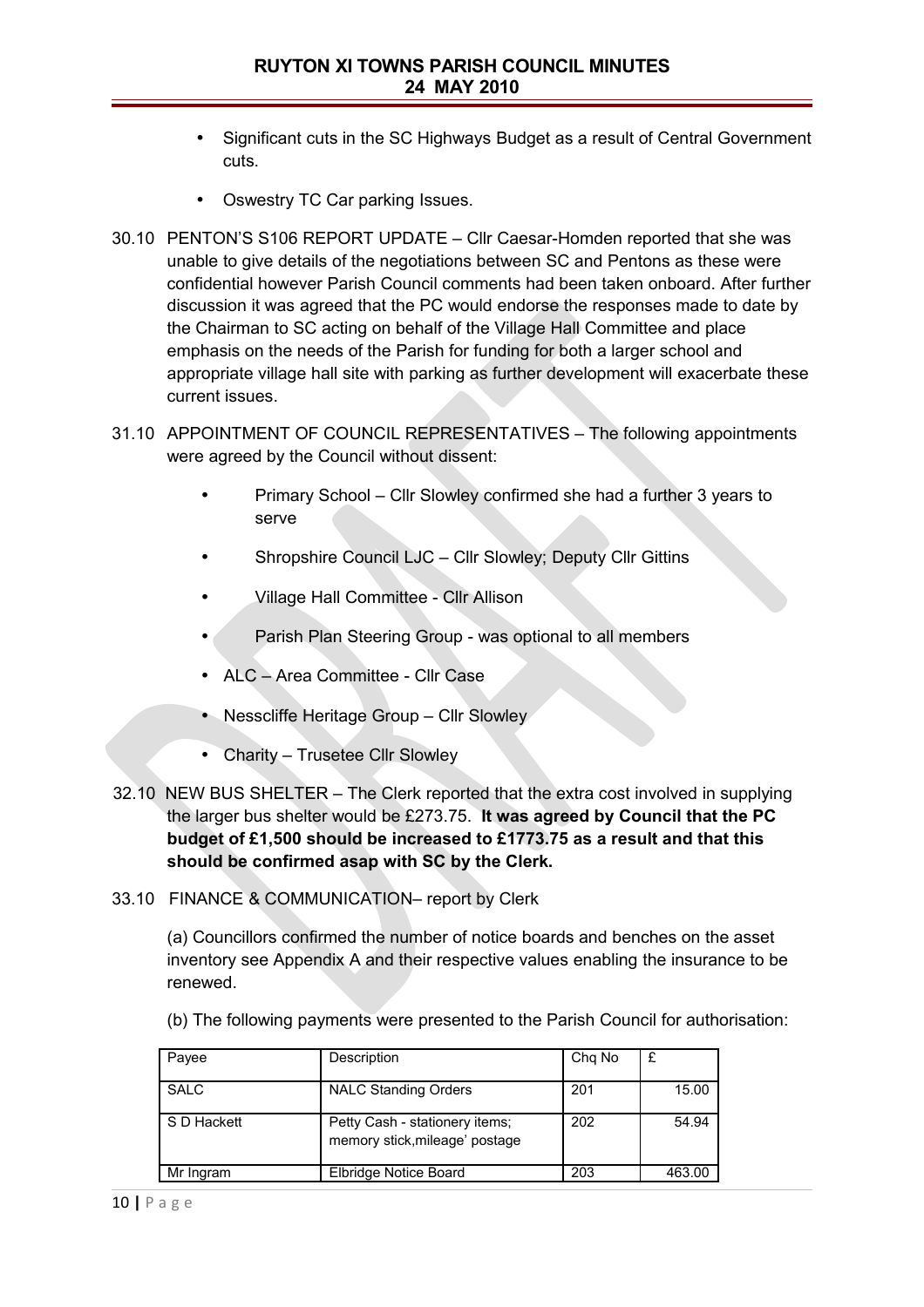- Significant cuts in the SC Highways Budget as a result of Central Government cuts.
- Oswestry TC Car parking Issues.

30.10 PENTON'S S106 REPORT UPDATE – Cllr Caesar-Homden reported that she was unable to give details of the negotiations between SC and Pentons as these were confidential however Parish Council comments had been taken onboard. After further discussion it was agreed that the PC would endorse the responses made to date by the Chairman to SC acting on behalf of the Village Hall Committee and place emphasis on the needs of the Parish for funding for both a larger school and appropriate village hall site with parking as further development will exacerbate these current issues.

31.10 APPOINTMENT OF COUNCIL REPRESENTATIVES – The following appointments were agreed by the Council without dissent:

- Primary School – Cllr Slowley confirmed she had a further 3 years to serve
- Shropshire Council LJC – Cllr Slowley; Deputy Cllr Gittins
- Village Hall Committee - Cllr Allison
- Parish Plan Steering Group - was optional to all members
- ALC – Area Committee - Cllr Case
- Nesscliffe Heritage Group – Cllr Slowley
- Charity – Trusetee Cllr Slowley

32.10 NEW BUS SHELTER – The Clerk reported that the extra cost involved in supplying the larger bus shelter would be £273.75. **It was agreed by Council that the PC budget of £1,500 should be increased to £1773.75 as a result and that this should be confirmed asap with SC by the Clerk.**

33.10 FINANCE & COMMUNICATION– report by Clerk

(a) Councillors confirmed the number of notice boards and benches on the asset inventory see Appendix A and their respective values enabling the insurance to be renewed.

(b) The following payments were presented to the Parish Council for authorisation:

| Payee | Description | Chq No | £ |
|---|---|---|---|
| SALC | NALC Standing Orders | 201 | 15.00 |
| S D Hackett | Petty Cash - stationery items; memory stick,mileage' postage | 202 | 54.94 |
| Mr Ingram | Elbridge Notice Board | 203 | 463.00 |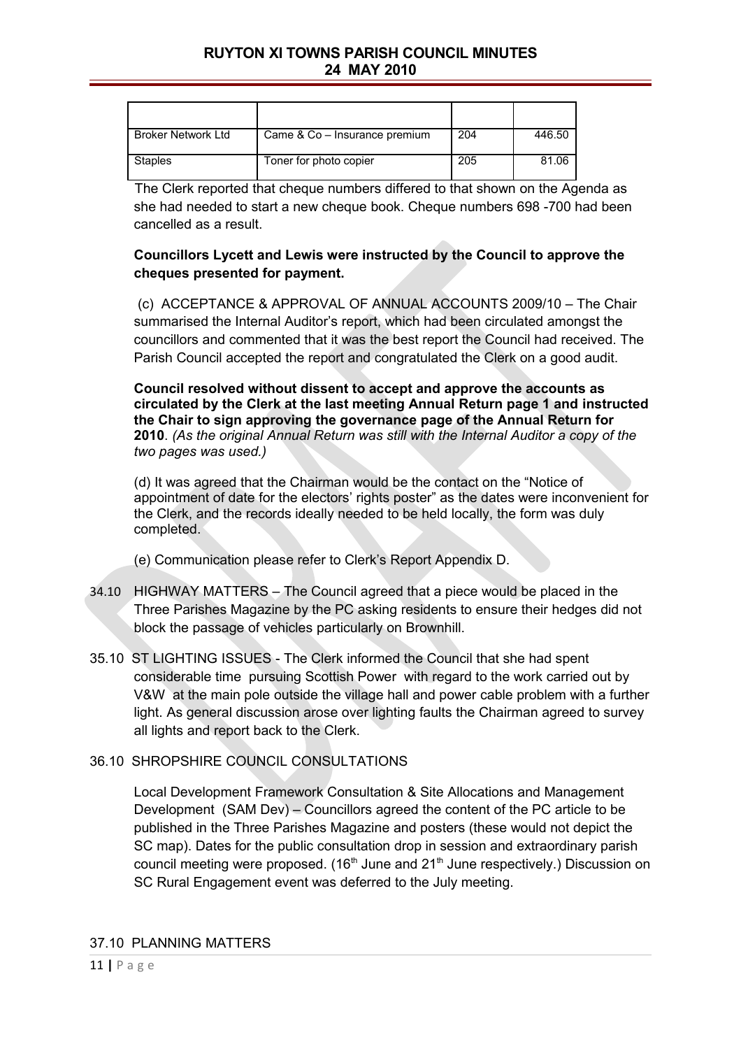| | | | |
|---|---|---|---|
| Broker Network Ltd | Came & Co – Insurance premium | 204 | 446.50 |
| Staples | Toner for photo copier | 205 | 81.06 |

The Clerk reported that cheque numbers differed to that shown on the Agenda as she had needed to start a new cheque book. Cheque numbers 698 -700 had been cancelled as a result.

**Councillors Lycett and Lewis were instructed by the Council to approve the cheques presented for payment.**

(c) ACCEPTANCE & APPROVAL OF ANNUAL ACCOUNTS 2009/10 – The Chair summarised the Internal Auditor's report, which had been circulated amongst the councillors and commented that it was the best report the Council had received. The Parish Council accepted the report and congratulated the Clerk on a good audit.

**Council resolved without dissent to accept and approve the accounts as circulated by the Clerk at the last meeting Annual Return page 1 and instructed the Chair to sign approving the governance page of the Annual Return for 2010**. *(As the original Annual Return was still with the Internal Auditor a copy of the two pages was used.)*

(d) It was agreed that the Chairman would be the contact on the "Notice of appointment of date for the electors' rights poster" as the dates were inconvenient for the Clerk, and the records ideally needed to be held locally, the form was duly completed.

(e) Communication please refer to Clerk's Report Appendix D.

34.10 HIGHWAY MATTERS – The Council agreed that a piece would be placed in the Three Parishes Magazine by the PC asking residents to ensure their hedges did not block the passage of vehicles particularly on Brownhill.

35.10 ST LIGHTING ISSUES - The Clerk informed the Council that she had spent considerable time pursuing Scottish Power with regard to the work carried out by V&W at the main pole outside the village hall and power cable problem with a further light. As general discussion arose over lighting faults the Chairman agreed to survey all lights and report back to the Clerk.

36.10 SHROPSHIRE COUNCIL CONSULTATIONS

Local Development Framework Consultation & Site Allocations and Management Development (SAM Dev) – Councillors agreed the content of the PC article to be published in the Three Parishes Magazine and posters (these would not depict the SC map). Dates for the public consultation drop in session and extraordinary parish council meeting were proposed. (16th June and 21st June respectively.) Discussion on SC Rural Engagement event was deferred to the July meeting.

37.10 PLANNING MATTERS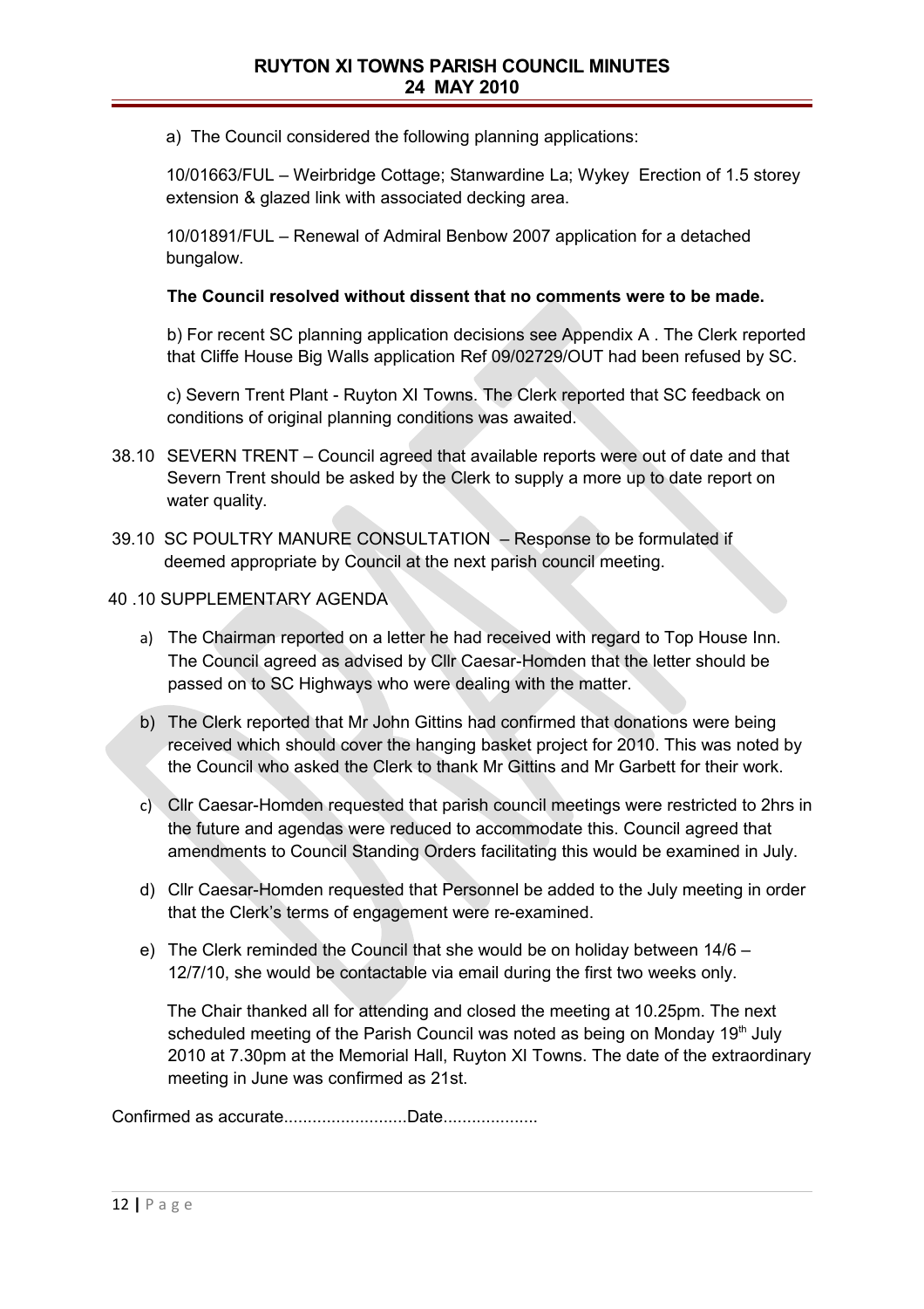a) The Council considered the following planning applications:

10/01663/FUL – Weirbridge Cottage; Stanwardine La; Wykey Erection of 1.5 storey extension & glazed link with associated decking area.

10/01891/FUL – Renewal of Admiral Benbow 2007 application for a detached bungalow.

**The Council resolved without dissent that no comments were to be made.**

b) For recent SC planning application decisions see Appendix A . The Clerk reported that Cliffe House Big Walls application Ref 09/02729/OUT had been refused by SC.

c) Severn Trent Plant - Ruyton XI Towns. The Clerk reported that SC feedback on conditions of original planning conditions was awaited.

38.10 SEVERN TRENT – Council agreed that available reports were out of date and that Severn Trent should be asked by the Clerk to supply a more up to date report on water quality.

39.10 SC POULTRY MANURE CONSULTATION – Response to be formulated if deemed appropriate by Council at the next parish council meeting.

40 .10 SUPPLEMENTARY AGENDA

a) The Chairman reported on a letter he had received with regard to Top House Inn. The Council agreed as advised by Cllr Caesar-Homden that the letter should be passed on to SC Highways who were dealing with the matter.

b) The Clerk reported that Mr John Gittins had confirmed that donations were being received which should cover the hanging basket project for 2010. This was noted by the Council who asked the Clerk to thank Mr Gittins and Mr Garbett for their work.

c) Cllr Caesar-Homden requested that parish council meetings were restricted to 2hrs in the future and agendas were reduced to accommodate this. Council agreed that amendments to Council Standing Orders facilitating this would be examined in July.

d) Cllr Caesar-Homden requested that Personnel be added to the July meeting in order that the Clerk's terms of engagement were re-examined.

e) The Clerk reminded the Council that she would be on holiday between 14/6 – 12/7/10, she would be contactable via email during the first two weeks only.

The Chair thanked all for attending and closed the meeting at 10.25pm. The next scheduled meeting of the Parish Council was noted as being on Monday 19th July 2010 at 7.30pm at the Memorial Hall, Ruyton XI Towns. The date of the extraordinary meeting in June was confirmed as 21st.

Confirmed as accurate..........................Date....................